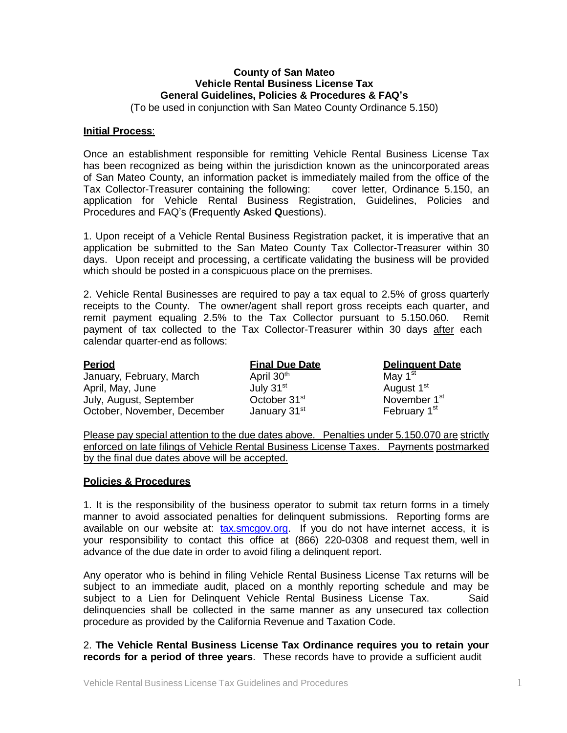# County of San Mateo
## Vehicle Rental Business License Tax
## General Guidelines, Policies & Procedures & FAQ's

(To be used in conjunction with San Mateo County Ordinance 5.150)

**Initial Process**:

Once an establishment responsible for remitting Vehicle Rental Business License Tax has been recognized as being within the jurisdiction known as the unincorporated areas of San Mateo County, an information packet is immediately mailed from the office of the Tax Collector-Treasurer containing the following: cover letter, Ordinance 5.150, an application for Vehicle Rental Business Registration, Guidelines, Policies and Procedures and FAQ's (**F**requently **A**sked **Q**uestions).

1. Upon receipt of a Vehicle Rental Business Registration packet, it is imperative that an application be submitted to the San Mateo County Tax Collector-Treasurer within 30 days. Upon receipt and processing, a certificate validating the business will be provided which should be posted in a conspicuous place on the premises.

2. Vehicle Rental Businesses are required to pay a tax equal to 2.5% of gross quarterly receipts to the County. The owner/agent shall report gross receipts each quarter, and remit payment equaling 2.5% to the Tax Collector pursuant to 5.150.060. Remit payment of tax collected to the Tax Collector-Treasurer within 30 days after each calendar quarter-end as follows:

| Period | Final Due Date | Delinquent Date |
|---|---|---|
| January, February, March | April 30th | May 1st |
| April, May, June | July 31st | August 1st |
| July, August, September | October 31st | November 1st |
| October, November, December | January 31st | February 1st |

Please pay special attention to the due dates above. Penalties under 5.150.070 are strictly enforced on late filings of Vehicle Rental Business License Taxes. Payments postmarked by the final due dates above will be accepted.

**Policies & Procedures**

1. It is the responsibility of the business operator to submit tax return forms in a timely manner to avoid associated penalties for delinquent submissions. Reporting forms are available on our website at: tax.smcgov.org. If you do not have internet access, it is your responsibility to contact this office at (866) 220-0308 and request them, well in advance of the due date in order to avoid filing a delinquent report.

Any operator who is behind in filing Vehicle Rental Business License Tax returns will be subject to an immediate audit, placed on a monthly reporting schedule and may be subject to a Lien for Delinquent Vehicle Rental Business License Tax. Said delinquencies shall be collected in the same manner as any unsecured tax collection procedure as provided by the California Revenue and Taxation Code.

2. **The Vehicle Rental Business License Tax Ordinance requires you to retain your records for a period of three years**. These records have to provide a sufficient audit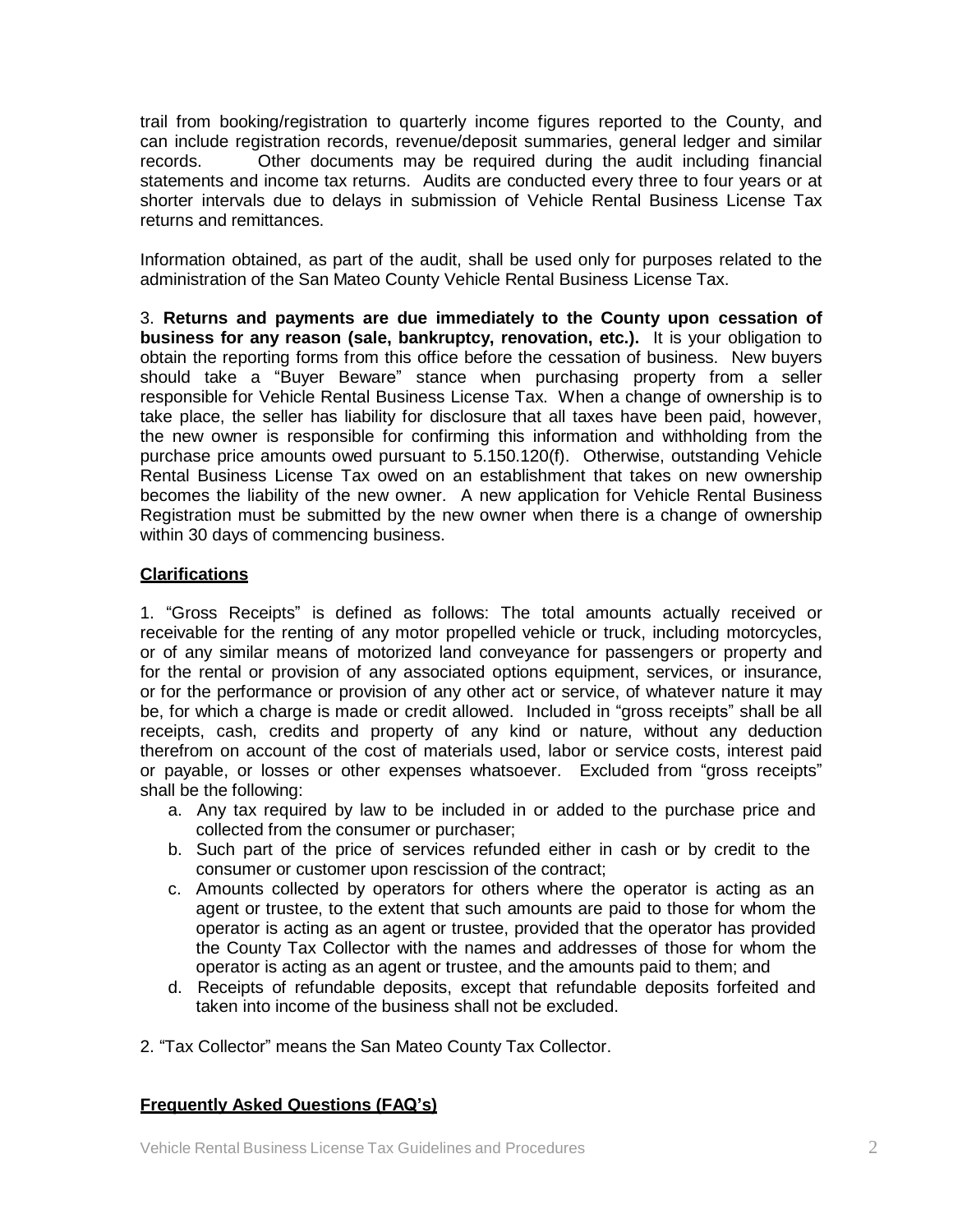trail from booking/registration to quarterly income figures reported to the County, and can include registration records, revenue/deposit summaries, general ledger and similar records. Other documents may be required during the audit including financial statements and income tax returns. Audits are conducted every three to four years or at shorter intervals due to delays in submission of Vehicle Rental Business License Tax returns and remittances.

Information obtained, as part of the audit, shall be used only for purposes related to the administration of the San Mateo County Vehicle Rental Business License Tax.

3. **Returns and payments are due immediately to the County upon cessation of business for any reason (sale, bankruptcy, renovation, etc.).** It is your obligation to obtain the reporting forms from this office before the cessation of business. New buyers should take a "Buyer Beware" stance when purchasing property from a seller responsible for Vehicle Rental Business License Tax. When a change of ownership is to take place, the seller has liability for disclosure that all taxes have been paid, however, the new owner is responsible for confirming this information and withholding from the purchase price amounts owed pursuant to 5.150.120(f). Otherwise, outstanding Vehicle Rental Business License Tax owed on an establishment that takes on new ownership becomes the liability of the new owner. A new application for Vehicle Rental Business Registration must be submitted by the new owner when there is a change of ownership within 30 days of commencing business.

## Clarifications

1. "Gross Receipts" is defined as follows: The total amounts actually received or receivable for the renting of any motor propelled vehicle or truck, including motorcycles, or of any similar means of motorized land conveyance for passengers or property and for the rental or provision of any associated options equipment, services, or insurance, or for the performance or provision of any other act or service, of whatever nature it may be, for which a charge is made or credit allowed. Included in "gross receipts" shall be all receipts, cash, credits and property of any kind or nature, without any deduction therefrom on account of the cost of materials used, labor or service costs, interest paid or payable, or losses or other expenses whatsoever. Excluded from "gross receipts" shall be the following:
   a. Any tax required by law to be included in or added to the purchase price and collected from the consumer or purchaser;
   b. Such part of the price of services refunded either in cash or by credit to the consumer or customer upon rescission of the contract;
   c. Amounts collected by operators for others where the operator is acting as an agent or trustee, to the extent that such amounts are paid to those for whom the operator is acting as an agent or trustee, provided that the operator has provided the County Tax Collector with the names and addresses of those for whom the operator is acting as an agent or trustee, and the amounts paid to them; and
   d. Receipts of refundable deposits, except that refundable deposits forfeited and taken into income of the business shall not be excluded.

2. "Tax Collector" means the San Mateo County Tax Collector.

## Frequently Asked Questions (FAQ's)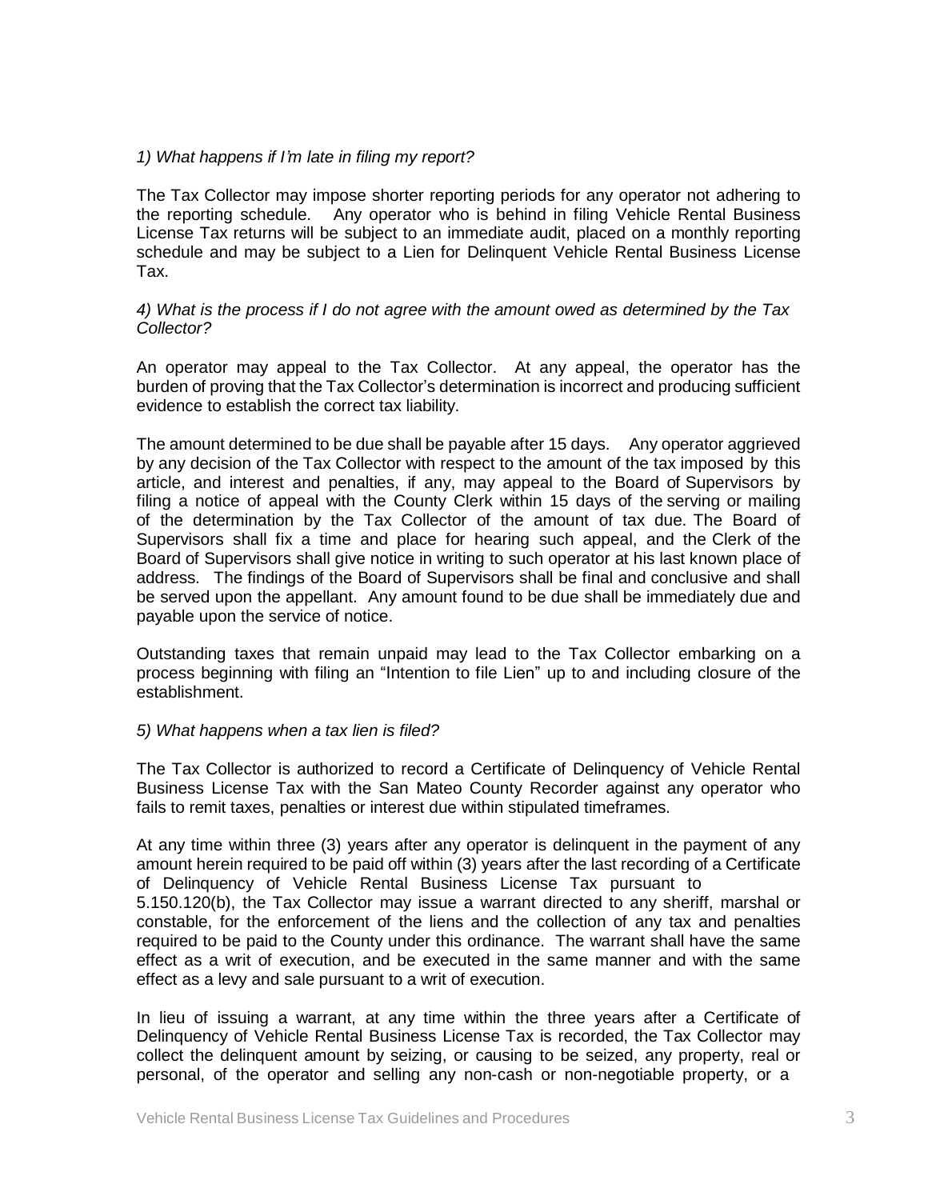*1) What happens if I'm late in filing my report?*

The Tax Collector may impose shorter reporting periods for any operator not adhering to the reporting schedule. Any operator who is behind in filing Vehicle Rental Business License Tax returns will be subject to an immediate audit, placed on a monthly reporting schedule and may be subject to a Lien for Delinquent Vehicle Rental Business License Tax.

*4) What is the process if I do not agree with the amount owed as determined by the Tax Collector?*

An operator may appeal to the Tax Collector. At any appeal, the operator has the burden of proving that the Tax Collector's determination is incorrect and producing sufficient evidence to establish the correct tax liability.

The amount determined to be due shall be payable after 15 days. Any operator aggrieved by any decision of the Tax Collector with respect to the amount of the tax imposed by this article, and interest and penalties, if any, may appeal to the Board of Supervisors by filing a notice of appeal with the County Clerk within 15 days of the serving or mailing of the determination by the Tax Collector of the amount of tax due. The Board of Supervisors shall fix a time and place for hearing such appeal, and the Clerk of the Board of Supervisors shall give notice in writing to such operator at his last known place of address. The findings of the Board of Supervisors shall be final and conclusive and shall be served upon the appellant. Any amount found to be due shall be immediately due and payable upon the service of notice.

Outstanding taxes that remain unpaid may lead to the Tax Collector embarking on a process beginning with filing an "Intention to file Lien" up to and including closure of the establishment.

*5) What happens when a tax lien is filed?*

The Tax Collector is authorized to record a Certificate of Delinquency of Vehicle Rental Business License Tax with the San Mateo County Recorder against any operator who fails to remit taxes, penalties or interest due within stipulated timeframes.

At any time within three (3) years after any operator is delinquent in the payment of any amount herein required to be paid off within (3) years after the last recording of a Certificate of Delinquency of Vehicle Rental Business License Tax pursuant to 5.150.120(b), the Tax Collector may issue a warrant directed to any sheriff, marshal or constable, for the enforcement of the liens and the collection of any tax and penalties required to be paid to the County under this ordinance. The warrant shall have the same effect as a writ of execution, and be executed in the same manner and with the same effect as a levy and sale pursuant to a writ of execution.

In lieu of issuing a warrant, at any time within the three years after a Certificate of Delinquency of Vehicle Rental Business License Tax is recorded, the Tax Collector may collect the delinquent amount by seizing, or causing to be seized, any property, real or personal, of the operator and selling any non-cash or non-negotiable property, or a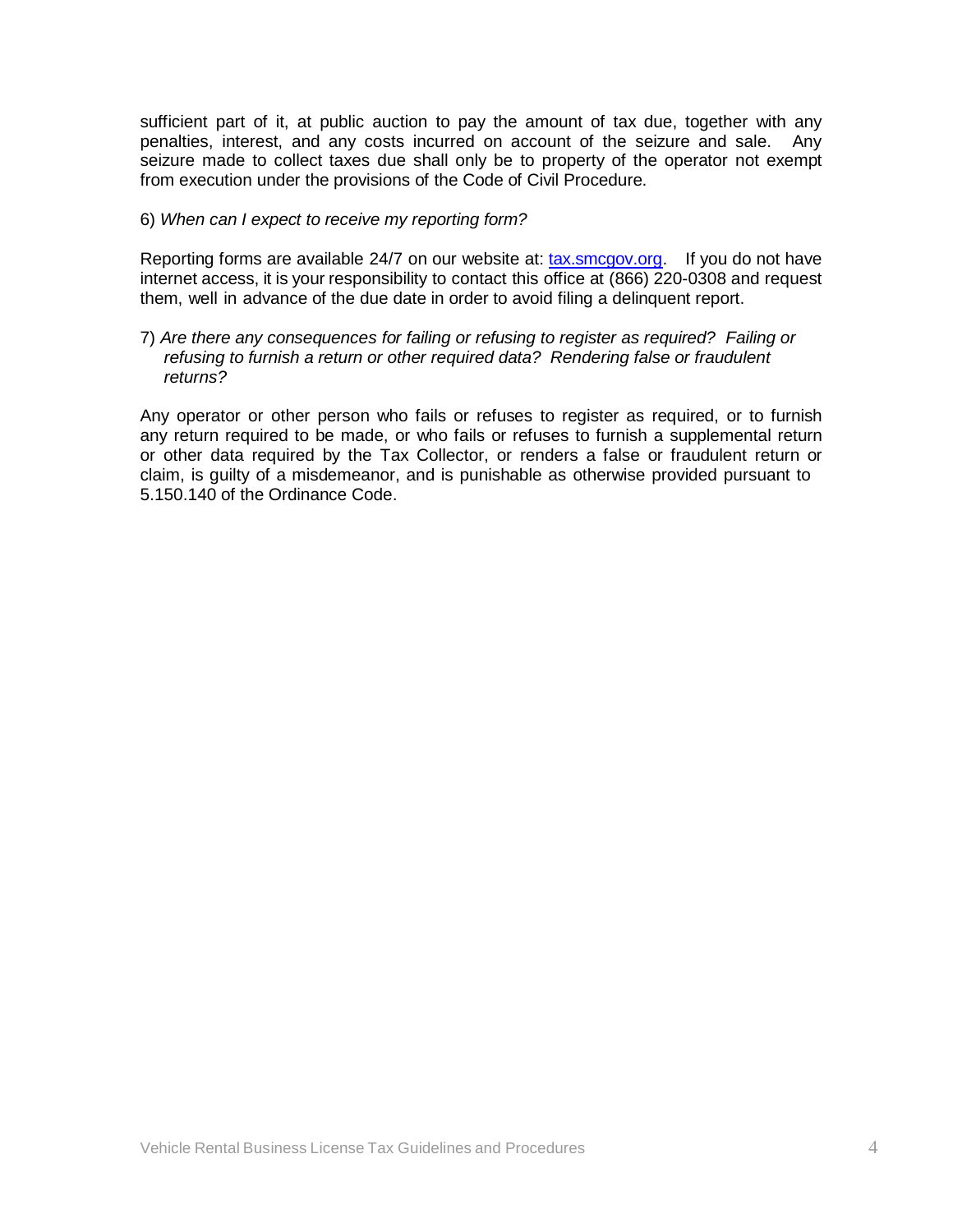sufficient part of it, at public auction to pay the amount of tax due, together with any penalties, interest, and any costs incurred on account of the seizure and sale. Any seizure made to collect taxes due shall only be to property of the operator not exempt from execution under the provisions of the Code of Civil Procedure.

6) *When can I expect to receive my reporting form?*

Reporting forms are available 24/7 on our website at: [tax.smcgov.org](tax.smcgov.org). If you do not have internet access, it is your responsibility to contact this office at (866) 220-0308 and request them, well in advance of the due date in order to avoid filing a delinquent report.

7) *Are there any consequences for failing or refusing to register as required? Failing or refusing to furnish a return or other required data? Rendering false or fraudulent returns?*

Any operator or other person who fails or refuses to register as required, or to furnish any return required to be made, or who fails or refuses to furnish a supplemental return or other data required by the Tax Collector, or renders a false or fraudulent return or claim, is guilty of a misdemeanor, and is punishable as otherwise provided pursuant to 5.150.140 of the Ordinance Code.